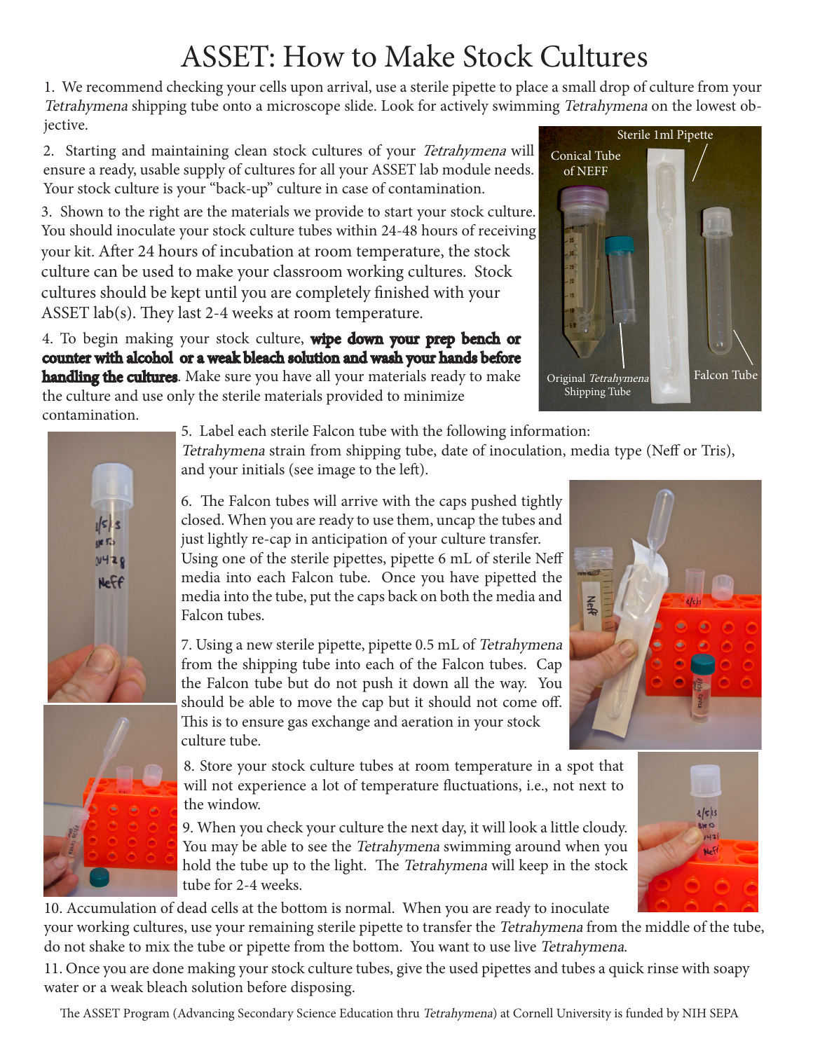# ASSET: How to Make Stock Cultures

1. We recommend checking your cells upon arrival, use a sterile pipette to place a small drop of culture from your *Tetrahymena* shipping tube onto a microscope slide. Look for actively swimming *Tetrahymena* on the lowest objective.

2. Starting and maintaining clean stock cultures of your *Tetrahymena* will ensure a ready, usable supply of cultures for all your ASSET lab module needs. Your stock culture is your "back-up" culture in case of contamination.

3. Shown to the right are the materials we provide to start your stock culture. You should inoculate your stock culture tubes within 24-48 hours of receiving your kit. After 24 hours of incubation at room temperature, the stock culture can be used to make your classroom working cultures. Stock cultures should be kept until you are completely finished with your ASSET lab(s). They last 2-4 weeks at room temperature.

Conical Tube of NEFF | Sterile 1ml Pipette | Original *Tetrahymena* Shipping Tube | Falcon Tube

4. To begin making your stock culture, **wipe down your prep bench or counter with alcohol or a weak bleach solution and wash your hands before handling the cultures**. Make sure you have all your materials ready to make the culture and use only the sterile materials provided to minimize contamination.

5. Label each sterile Falcon tube with the following information: *Tetrahymena* strain from shipping tube, date of inoculation, media type (Neff or Tris), and your initials (see image to the left).

6. The Falcon tubes will arrive with the caps pushed tightly closed. When you are ready to use them, uncap the tubes and just lightly re-cap in anticipation of your culture transfer. Using one of the sterile pipettes, pipette 6 mL of sterile Neff media into each Falcon tube. Once you have pipetted the media into the tube, put the caps back on both the media and Falcon tubes.

7. Using a new sterile pipette, pipette 0.5 mL of *Tetrahymena* from the shipping tube into each of the Falcon tubes. Cap the Falcon tube but do not push it down all the way. You should be able to move the cap but it should not come off. This is to ensure gas exchange and aeration in your stock culture tube.

8. Store your stock culture tubes at room temperature in a spot that will not experience a lot of temperature fluctuations, i.e., not next to the window.

9. When you check your culture the next day, it will look a little cloudy. You may be able to see the *Tetrahymena* swimming around when you hold the tube up to the light. The *Tetrahymena* will keep in the stock tube for 2-4 weeks.

10. Accumulation of dead cells at the bottom is normal. When you are ready to inoculate your working cultures, use your remaining sterile pipette to transfer the *Tetrahymena* from the middle of the tube, do not shake to mix the tube or pipette from the bottom. You want to use live *Tetrahymena*.

11. Once you are done making your stock culture tubes, give the used pipettes and tubes a quick rinse with soapy water or a weak bleach solution before disposing.

The ASSET Program (Advancing Secondary Science Education thru *Tetrahymena*) at Cornell University is funded by NIH SEPA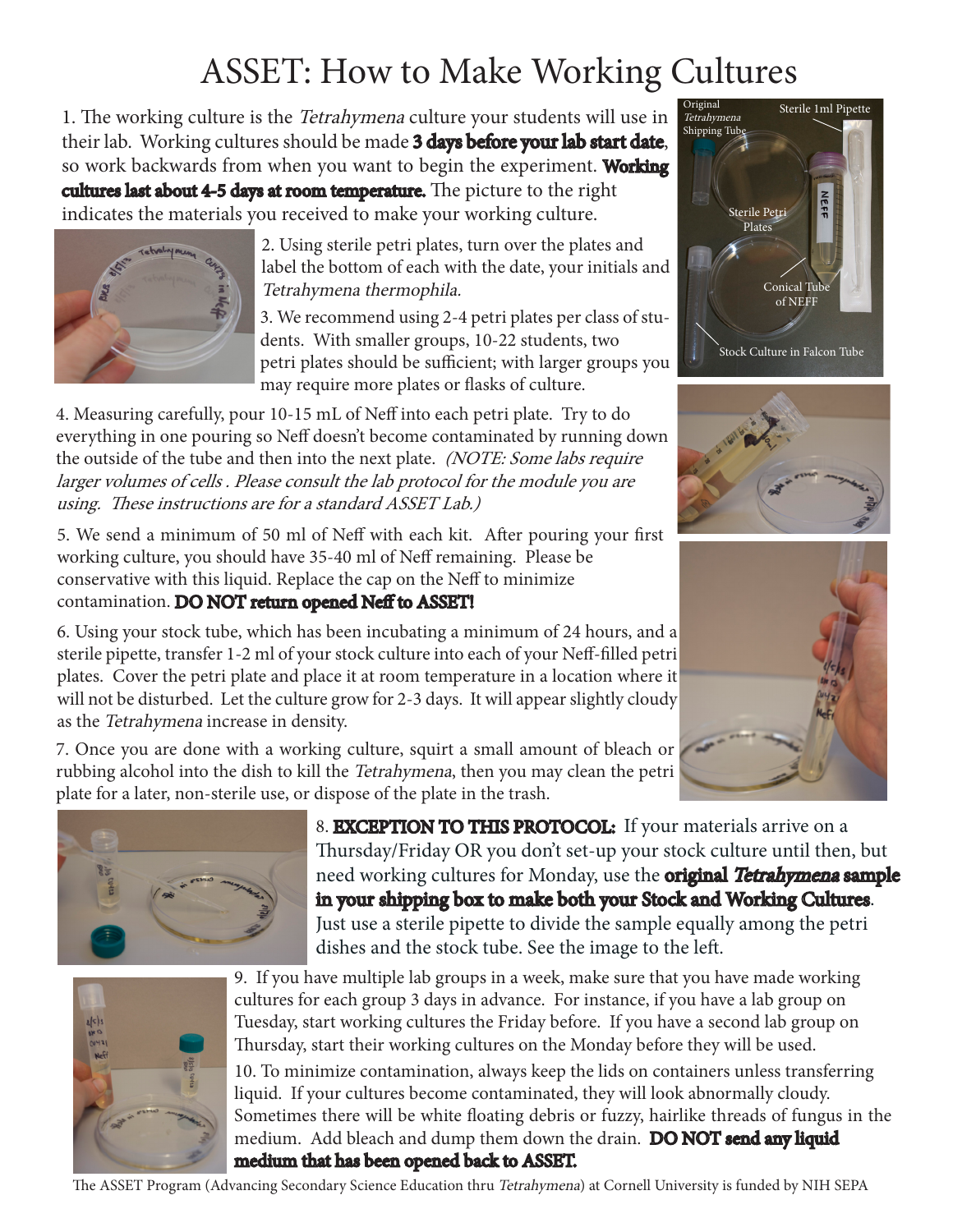# ASSET: How to Make Working Cultures

1. The working culture is the *Tetrahymena* culture your students will use in their lab. Working cultures should be made **3 days before your lab start date**, so work backwards from when you want to begin the experiment. **Working cultures last about 4-5 days at room temperature.** The picture to the right indicates the materials you received to make your working culture.

Original *Tetrahymena* Shipping Tube
Sterile 1ml Pipette
Sterile Petri Plates
Conical Tube of NEFF
Stock Culture in Falcon Tube

2. Using sterile petri plates, turn over the plates and label the bottom of each with the date, your initials and *Tetrahymena thermophila*.

3. We recommend using 2-4 petri plates per class of students. With smaller groups, 10-22 students, two petri plates should be sufficient; with larger groups you may require more plates or flasks of culture.

4. Measuring carefully, pour 10-15 mL of Neff into each petri plate. Try to do everything in one pouring so Neff doesn't become contaminated by running down the outside of the tube and then into the next plate. *(NOTE: Some labs require larger volumes of cells . Please consult the lab protocol for the module you are using. These instructions are for a standard ASSET Lab.)*

5. We send a minimum of 50 ml of Neff with each kit. After pouring your first working culture, you should have 35-40 ml of Neff remaining. Please be conservative with this liquid. Replace the cap on the Neff to minimize contamination. **DO NOT return opened Neff to ASSET!**

6. Using your stock tube, which has been incubating a minimum of 24 hours, and a sterile pipette, transfer 1-2 ml of your stock culture into each of your Neff-filled petri plates. Cover the petri plate and place it at room temperature in a location where it will not be disturbed. Let the culture grow for 2-3 days. It will appear slightly cloudy as the *Tetrahymena* increase in density.

7. Once you are done with a working culture, squirt a small amount of bleach or rubbing alcohol into the dish to kill the *Tetrahymena*, then you may clean the petri plate for a later, non-sterile use, or dispose of the plate in the trash.

8. **EXCEPTION TO THIS PROTOCOL:** If your materials arrive on a Thursday/Friday OR you don't set-up your stock culture until then, but need working cultures for Monday, use the **original *Tetrahymena* sample in your shipping box to make both your Stock and Working Cultures**. Just use a sterile pipette to divide the sample equally among the petri dishes and the stock tube. See the image to the left.

9. If you have multiple lab groups in a week, make sure that you have made working cultures for each group 3 days in advance. For instance, if you have a lab group on Tuesday, start working cultures the Friday before. If you have a second lab group on Thursday, start their working cultures on the Monday before they will be used.

10. To minimize contamination, always keep the lids on containers unless transferring liquid. If your cultures become contaminated, they will look abnormally cloudy. Sometimes there will be white floating debris or fuzzy, hairlike threads of fungus in the medium. Add bleach and dump them down the drain. **DO NOT send any liquid medium that has been opened back to ASSET.**

The ASSET Program (Advancing Secondary Science Education thru *Tetrahymena*) at Cornell University is funded by NIH SEPA